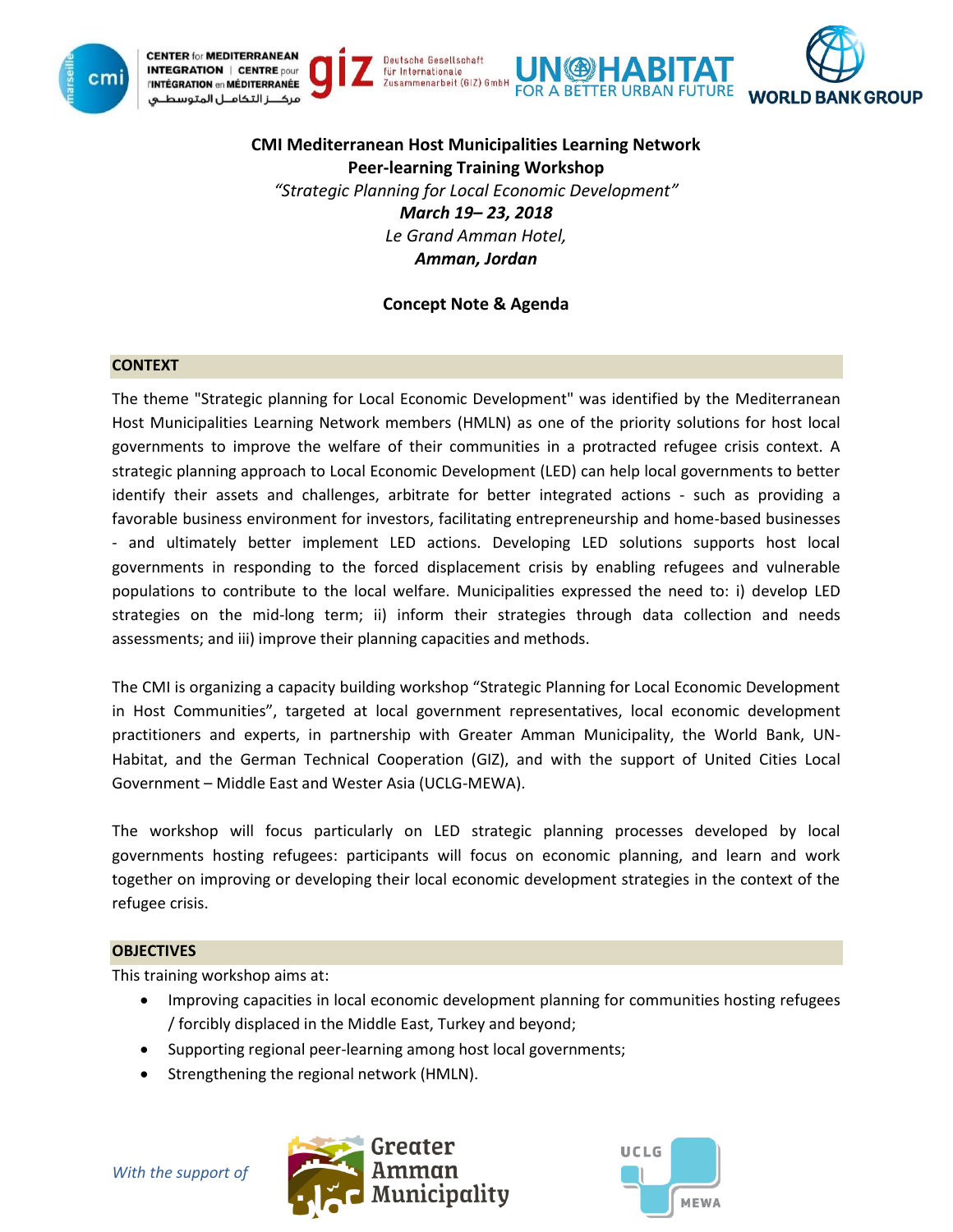**CMI Mediterranean Host Municipalities Learning Network**

**Peer-learning Training Workshop**

*"Strategic Planning for Local Economic Development"*

***March 19– 23, 2018***

*Le Grand Amman Hotel,*

***Amman, Jordan***

**Concept Note & Agenda**

## CONTEXT

The theme "Strategic planning for Local Economic Development" was identified by the Mediterranean Host Municipalities Learning Network members (HMLN) as one of the priority solutions for host local governments to improve the welfare of their communities in a protracted refugee crisis context. A strategic planning approach to Local Economic Development (LED) can help local governments to better identify their assets and challenges, arbitrate for better integrated actions - such as providing a favorable business environment for investors, facilitating entrepreneurship and home-based businesses - and ultimately better implement LED actions. Developing LED solutions supports host local governments in responding to the forced displacement crisis by enabling refugees and vulnerable populations to contribute to the local welfare. Municipalities expressed the need to: i) develop LED strategies on the mid-long term; ii) inform their strategies through data collection and needs assessments; and iii) improve their planning capacities and methods.

The CMI is organizing a capacity building workshop "Strategic Planning for Local Economic Development in Host Communities", targeted at local government representatives, local economic development practitioners and experts, in partnership with Greater Amman Municipality, the World Bank, UN-Habitat, and the German Technical Cooperation (GIZ), and with the support of United Cities Local Government – Middle East and Wester Asia (UCLG-MEWA).

The workshop will focus particularly on LED strategic planning processes developed by local governments hosting refugees: participants will focus on economic planning, and learn and work together on improving or developing their local economic development strategies in the context of the refugee crisis.

## OBJECTIVES

This training workshop aims at:

- Improving capacities in local economic development planning for communities hosting refugees / forcibly displaced in the Middle East, Turkey and beyond;
- Supporting regional peer-learning among host local governments;
- Strengthening the regional network (HMLN).

*With the support of*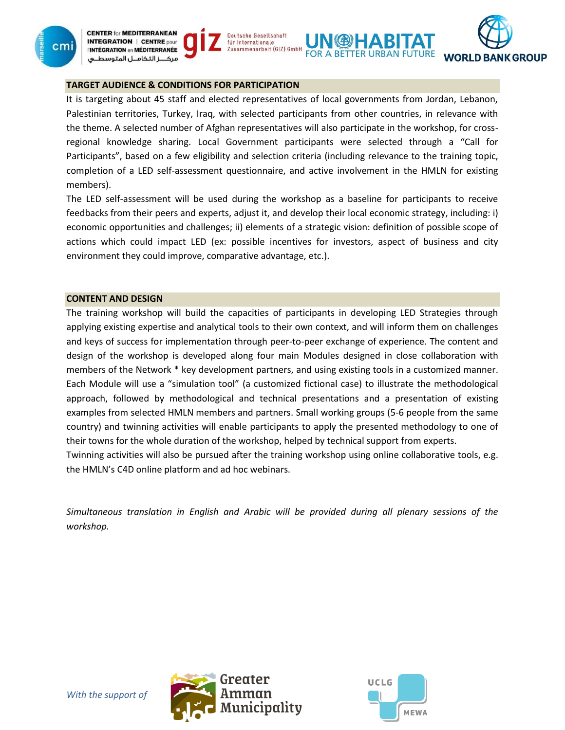## TARGET AUDIENCE & CONDITIONS FOR PARTICIPATION

It is targeting about 45 staff and elected representatives of local governments from Jordan, Lebanon, Palestinian territories, Turkey, Iraq, with selected participants from other countries, in relevance with the theme. A selected number of Afghan representatives will also participate in the workshop, for cross-regional knowledge sharing. Local Government participants were selected through a "Call for Participants", based on a few eligibility and selection criteria (including relevance to the training topic, completion of a LED self-assessment questionnaire, and active involvement in the HMLN for existing members).

The LED self-assessment will be used during the workshop as a baseline for participants to receive feedbacks from their peers and experts, adjust it, and develop their local economic strategy, including: i) economic opportunities and challenges; ii) elements of a strategic vision: definition of possible scope of actions which could impact LED (ex: possible incentives for investors, aspect of business and city environment they could improve, comparative advantage, etc.).

## CONTENT AND DESIGN

The training workshop will build the capacities of participants in developing LED Strategies through applying existing expertise and analytical tools to their own context, and will inform them on challenges and keys of success for implementation through peer-to-peer exchange of experience. The content and design of the workshop is developed along four main Modules designed in close collaboration with members of the Network * key development partners, and using existing tools in a customized manner. Each Module will use a "simulation tool" (a customized fictional case) to illustrate the methodological approach, followed by methodological and technical presentations and a presentation of existing examples from selected HMLN members and partners. Small working groups (5-6 people from the same country) and twinning activities will enable participants to apply the presented methodology to one of their towns for the whole duration of the workshop, helped by technical support from experts.

Twinning activities will also be pursued after the training workshop using online collaborative tools, e.g. the HMLN's C4D online platform and ad hoc webinars.

*Simultaneous translation in English and Arabic will be provided during all plenary sessions of the workshop.*

*With the support of*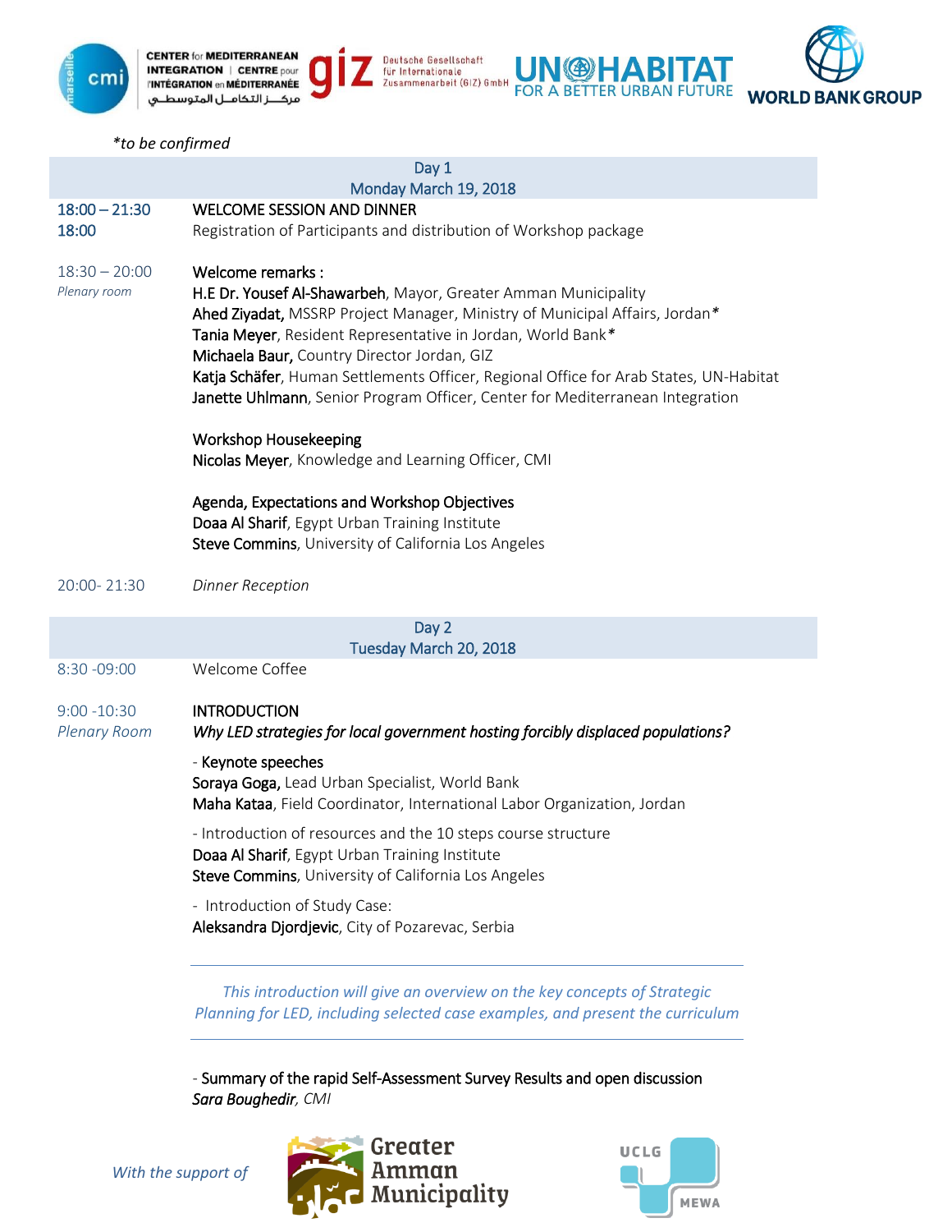*to be confirmed

| | Day 1<br>Monday March 19, 2018 |
|---|---|
| 18:00 – 21:30<br>18:00 | **WELCOME SESSION AND DINNER**<br>Registration of Participants and distribution of Workshop package |
| 18:30 – 20:00<br>*Plenary room* | **Welcome remarks :**<br>**H.E Dr. Yousef Al-Shawarbeh**, Mayor, Greater Amman Municipality<br>**Ahed Ziyadat,** MSSRP Project Manager, Ministry of Municipal Affairs, Jordan*<br>**Tania Meyer**, Resident Representative in Jordan, World Bank*<br>**Michaela Baur,** Country Director Jordan, GIZ<br>**Katja Schäfer**, Human Settlements Officer, Regional Office for Arab States, UN-Habitat<br>**Janette Uhlmann**, Senior Program Officer, Center for Mediterranean Integration<br><br>**Workshop Housekeeping**<br>**Nicolas Meyer**, Knowledge and Learning Officer, CMI<br><br>**Agenda, Expectations and Workshop Objectives**<br>**Doaa Al Sharif**, Egypt Urban Training Institute<br>**Steve Commins**, University of California Los Angeles |
| 20:00- 21:30 | *Dinner Reception* |

| | Day 2<br>Tuesday March 20, 2018 |
|---|---|
| 8:30 -09:00 | Welcome Coffee |
| 9:00 -10:30<br>*Plenary Room* | **INTRODUCTION**<br>***Why LED strategies for local government hosting forcibly displaced populations?***<br><br>- **Keynote speeches**<br>**Soraya Goga,** Lead Urban Specialist, World Bank<br>**Maha Kataa**, Field Coordinator, International Labor Organization, Jordan<br><br>- Introduction of resources and the 10 steps course structure<br>**Doaa Al Sharif**, Egypt Urban Training Institute<br>**Steve Commins**, University of California Los Angeles<br><br>- Introduction of Study Case:<br>**Aleksandra Djordjevic**, City of Pozarevac, Serbia<br><br>*This introduction will give an overview on the key concepts of Strategic Planning for LED, including selected case examples, and present the curriculum*<br><br>- **Summary of the rapid Self-Assessment Survey Results and open discussion**<br>***Sara Boughedir**, CMI* |

*With the support of*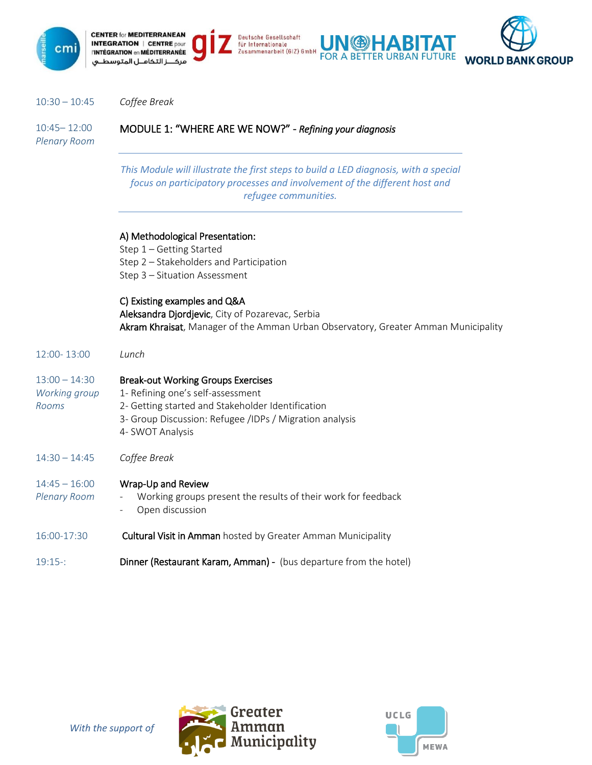| | |
|---|---|
| 10:30 – 10:45 | *Coffee Break* |
| 10:45– 12:00<br>*Plenary Room* | MODULE 1: "WHERE ARE WE NOW?" - *Refining your diagnosis* |

*This Module will illustrate the first steps to build a LED diagnosis, with a special focus on participatory processes and involvement of the different host and refugee communities.*

A) Methodological Presentation:
Step 1 – Getting Started
Step 2 – Stakeholders and Participation
Step 3 – Situation Assessment

C) Existing examples and Q&A
**Aleksandra Djordjevic**, City of Pozarevac, Serbia
**Akram Khraisat**, Manager of the Amman Urban Observatory, Greater Amman Municipality

| | |
|---|---|
| 12:00- 13:00 | *Lunch* |
| 13:00 – 14:30<br>*Working group Rooms* | Break-out Working Groups Exercises<br>1- Refining one's self-assessment<br>2- Getting started and Stakeholder Identification<br>3- Group Discussion: Refugee /IDPs / Migration analysis<br>4- SWOT Analysis |
| 14:30 – 14:45 | *Coffee Break* |
| 14:45 – 16:00<br>*Plenary Room* | Wrap-Up and Review<br>- Working groups present the results of their work for feedback<br>- Open discussion |
| 16:00-17:30 | Cultural Visit in Amman hosted by Greater Amman Municipality |
| 19:15-: | Dinner (Restaurant Karam, Amman) - (bus departure from the hotel) |

*With the support of*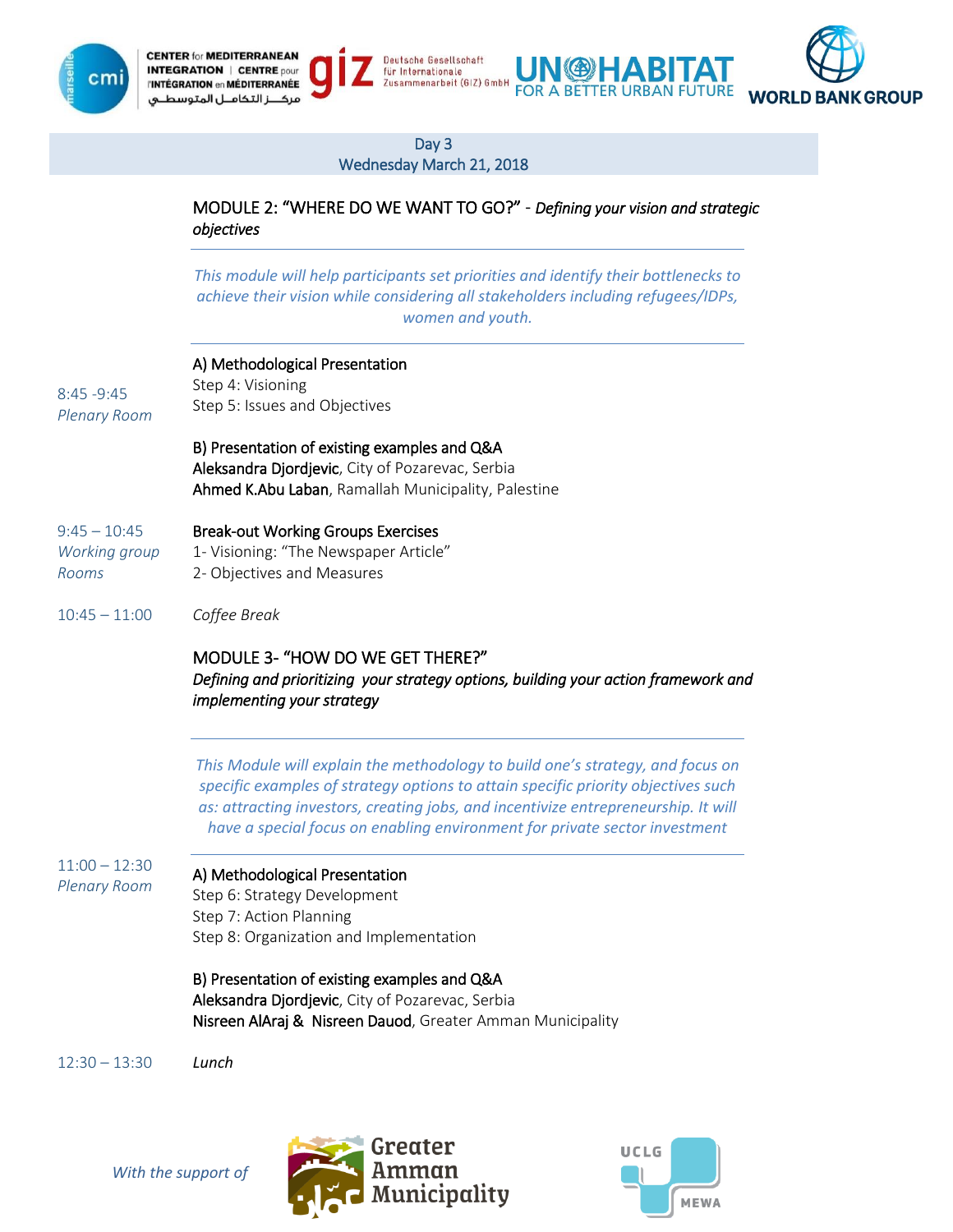## Day 3
## Wednesday March 21, 2018

### MODULE 2: "WHERE DO WE WANT TO GO?" - *Defining your vision and strategic objectives*

*This module will help participants set priorities and identify their bottlenecks to achieve their vision while considering all stakeholders including refugees/IDPs, women and youth.*

| | |
|---|---|
| 8:45 -9:45<br>*Plenary Room* | A) Methodological Presentation<br>Step 4: Visioning<br>Step 5: Issues and Objectives<br><br>B) Presentation of existing examples and Q&A<br>**Aleksandra Djordjevic**, City of Pozarevac, Serbia<br>**Ahmed K.Abu Laban**, Ramallah Municipality, Palestine |
| 9:45 – 10:45<br>*Working group Rooms* | Break-out Working Groups Exercises<br>1- Visioning: "The Newspaper Article"<br>2- Objectives and Measures |
| 10:45 – 11:00 | *Coffee Break* |

### MODULE 3- "HOW DO WE GET THERE?"
*Defining and prioritizing your strategy options, building your action framework and implementing your strategy*

*This Module will explain the methodology to build one's strategy, and focus on specific examples of strategy options to attain specific priority objectives such as: attracting investors, creating jobs, and incentivize entrepreneurship. It will have a special focus on enabling environment for private sector investment*

| | |
|---|---|
| 11:00 – 12:30<br>*Plenary Room* | A) Methodological Presentation<br>Step 6: Strategy Development<br>Step 7: Action Planning<br>Step 8: Organization and Implementation<br><br>B) Presentation of existing examples and Q&A<br>**Aleksandra Djordjevic**, City of Pozarevac, Serbia<br>**Nisreen AlAraj & Nisreen Daoud**, Greater Amman Municipality |
| 12:30 – 13:30 | *Lunch* |

*With the support of*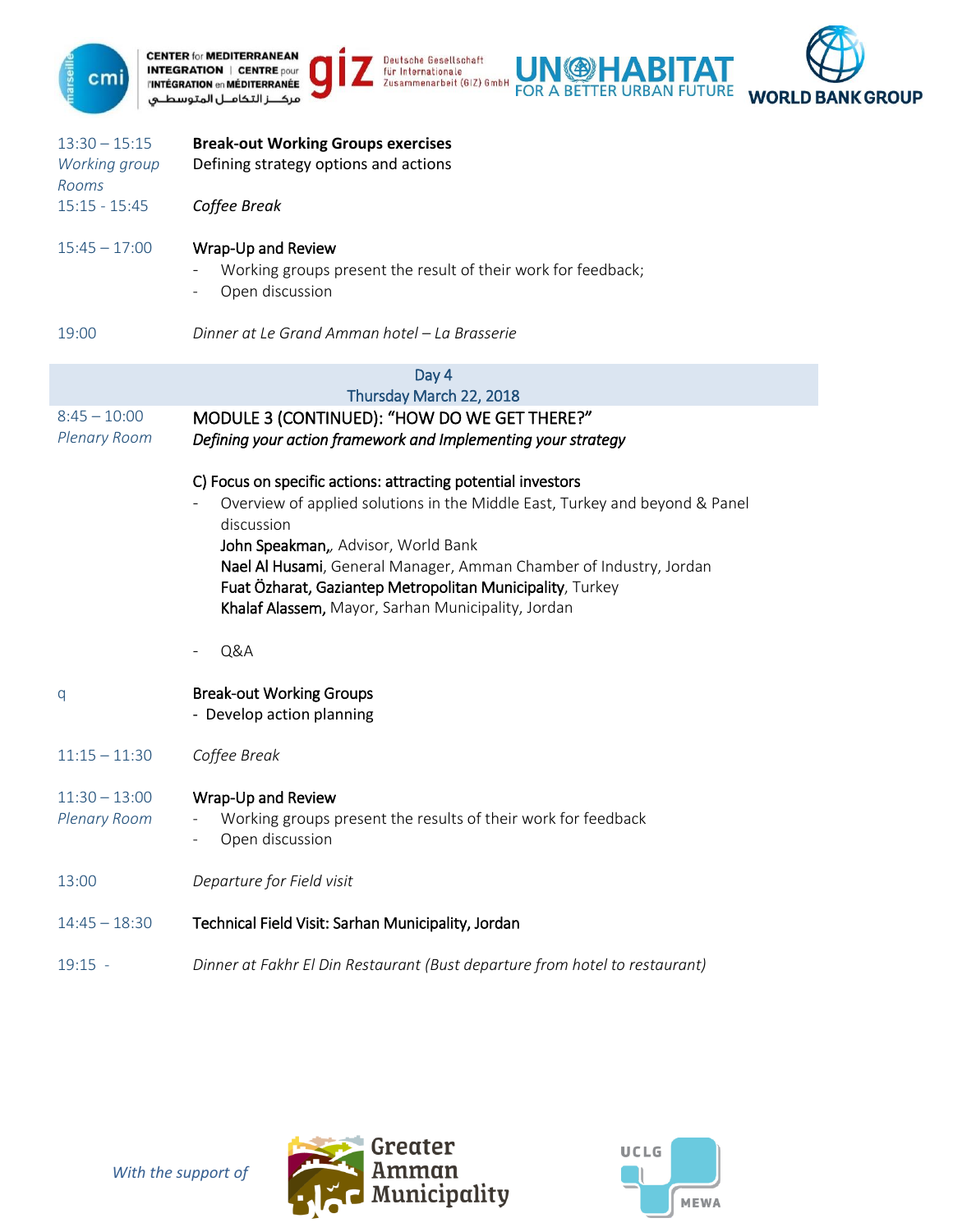| | |
|---|---|
| 13:30 – 15:15<br>*Working group Rooms* | **Break-out Working Groups exercises**<br>Defining strategy options and actions |
| 15:15 - 15:45 | *Coffee Break* |
| 15:45 – 17:00 | **Wrap-Up and Review**<br>- Working groups present the result of their work for feedback;<br>- Open discussion |
| 19:00 | *Dinner at Le Grand Amman hotel – La Brasserie* |

## Day 4
## Thursday March 22, 2018

| | |
|---|---|
| 8:45 – 10:00<br>*Plenary Room* | **MODULE 3 (CONTINUED): "HOW DO WE GET THERE?"**<br>***Defining your action framework and Implementing your strategy***<br><br>**C) Focus on specific actions: attracting potential investors**<br>- Overview of applied solutions in the Middle East, Turkey and beyond & Panel discussion<br>**John Speakman**,, Advisor, World Bank<br>**Nael Al Husami**, General Manager, Amman Chamber of Industry, Jordan<br>**Fuat Özharat, Gaziantep Metropolitan Municipality**, Turkey<br>**Khalaf Alassem,** Mayor, Sarhan Municipality, Jordan<br><br>- Q&A |
| q | **Break-out Working Groups**<br>- Develop action planning |
| 11:15 – 11:30 | *Coffee Break* |
| 11:30 – 13:00<br>*Plenary Room* | **Wrap-Up and Review**<br>- Working groups present the results of their work for feedback<br>- Open discussion |
| 13:00 | *Departure for Field visit* |
| 14:45 – 18:30 | **Technical Field Visit: Sarhan Municipality, Jordan** |
| 19:15 - | *Dinner at Fakhr El Din Restaurant (Bust departure from hotel to restaurant)* |

*With the support of*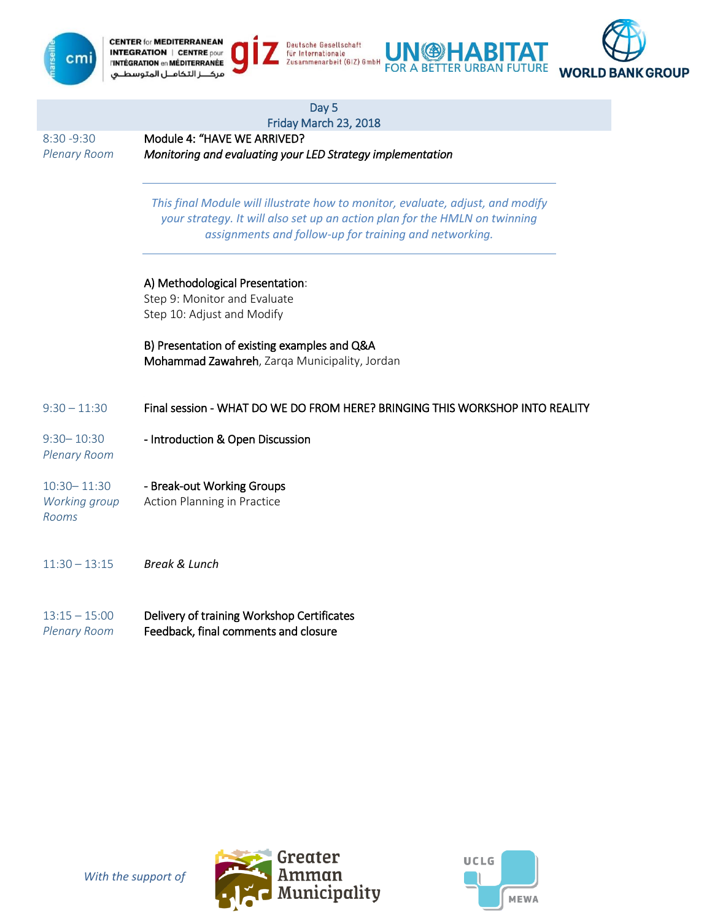Day 5
Friday March 23, 2018

| | |
|---|---|
| 8:30 -9:30<br>*Plenary Room* | Module 4: “HAVE WE ARRIVED?<br>*Monitoring and evaluating your LED Strategy implementation* |
| | *This final Module will illustrate how to monitor, evaluate, adjust, and modify your strategy. It will also set up an action plan for the HMLN on twinning assignments and follow-up for training and networking.* |
| | A) Methodological Presentation:<br>Step 9: Monitor and Evaluate<br>Step 10: Adjust and Modify |
| | B) Presentation of existing examples and Q&A<br>Mohammad Zawahreh, Zarqa Municipality, Jordan |
| 9:30 – 11:30 | Final session - WHAT DO WE DO FROM HERE? BRINGING THIS WORKSHOP INTO REALITY |
| 9:30– 10:30<br>*Plenary Room* | - Introduction & Open Discussion |
| 10:30– 11:30<br>*Working group Rooms* | - Break-out Working Groups<br>Action Planning in Practice |
| 11:30 – 13:15 | *Break & Lunch* |
| 13:15 – 15:00<br>*Plenary Room* | Delivery of training Workshop Certificates<br>Feedback, final comments and closure |

*With the support of*